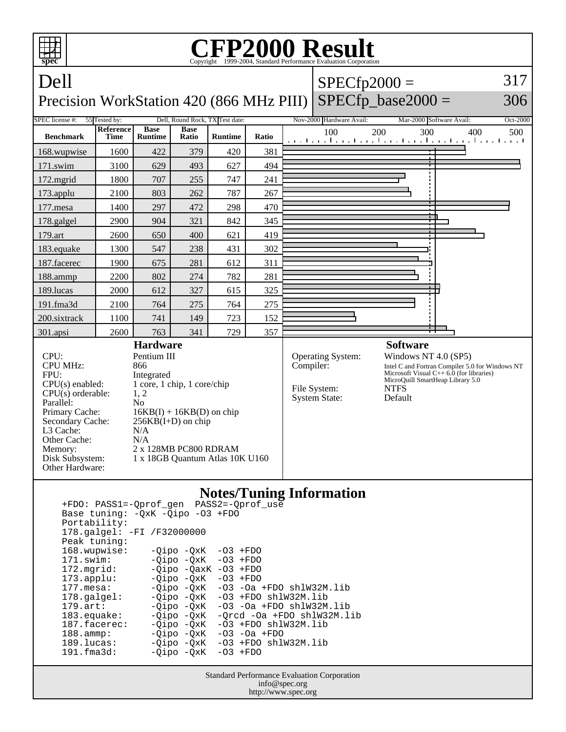# CFP2000 Result

Copyright 1999-2004, Standard Performance Evaluation Corporation

## Dell

Precision WorkStation 420 (866 MHz PIII)

SPECfp2000 = 317

SPECfp_base2000 = 306

| SPEC license #: | 55 | Tested by: | Dell, Round Rock, TX | Test date: | Nov-2000 | Hardware Avail: | Mar-2000 | Software Avail: | Oct-2000 |
|---|---|---|---|---|---|---|---|---|---|

| Benchmark | Reference Time | Base Runtime | Base Ratio | Runtime | Ratio |
|---|---|---|---|---|---|
| 168.wupwise | 1600 | 422 | 379 | 420 | 381 |
| 171.swim | 3100 | 629 | 493 | 627 | 494 |
| 172.mgrid | 1800 | 707 | 255 | 747 | 241 |
| 173.applu | 2100 | 803 | 262 | 787 | 267 |
| 177.mesa | 1400 | 297 | 472 | 298 | 470 |
| 178.galgel | 2900 | 904 | 321 | 842 | 345 |
| 179.art | 2600 | 650 | 400 | 621 | 419 |
| 183.equake | 1300 | 547 | 238 | 431 | 302 |
| 187.facerec | 1900 | 675 | 281 | 612 | 311 |
| 188.ammp | 2200 | 802 | 274 | 782 | 281 |
| 189.lucas | 2000 | 612 | 327 | 615 | 325 |
| 191.fma3d | 2100 | 764 | 275 | 764 | 275 |
| 200.sixtrack | 1100 | 741 | 149 | 723 | 152 |
| 301.apsi | 2600 | 763 | 341 | 729 | 357 |

### Hardware

| | |
|---|---|
| CPU: | Pentium III |
| CPU MHz: | 866 |
| FPU: | Integrated |
| CPU(s) enabled: | 1 core, 1 chip, 1 core/chip |
| CPU(s) orderable: | 1, 2 |
| Parallel: | No |
| Primary Cache: | 16KB(I) + 16KB(D) on chip |
| Secondary Cache: | 256KB(I+D) on chip |
| L3 Cache: | N/A |
| Other Cache: | N/A |
| Memory: | 2 x 128MB PC800 RDRAM |
| Disk Subsystem: | 1 x 18GB Quantum Atlas 10K U160 |
| Other Hardware: | |

### Software

| | |
|---|---|
| Operating System: | Windows NT 4.0 (SP5) |
| Compiler: | Intel C and Fortran Compiler 5.0 for Windows NT<br>Microsoft Visual C++ 6.0 (for libraries)<br>MicroQuill SmartHeap Library 5.0 |
| File System: | NTFS |
| System State: | Default |

### Notes/Tuning Information

```
+FDO: PASS1=-Qprof_gen  PASS2=-Qprof_use
Base tuning: -QxK -Qipo -O3 +FDO
Portability:
178.galgel: -FI /F32000000
Peak tuning:
168.wupwise:     -Qipo -QxK  -O3 +FDO
171.swim:        -Qipo -QxK  -O3 +FDO
172.mgrid:       -Qipo -QaxK -O3 +FDO
173.applu:       -Qipo -QxK  -O3 +FDO
177.mesa:        -Qipo -QxK  -O3 -Oa +FDO shlW32M.lib
178.galgel:      -Qipo -QxK  -O3 +FDO shlW32M.lib
179.art:         -Qipo -QxK  -O3 -Oa +FDO shlW32M.lib
183.equake:      -Qipo -QxK  -Qrcd -Oa +FDO shlW32M.lib
187.facerec:     -Qipo -QxK  -O3 +FDO shlW32M.lib
188.ammp:        -Qipo -QxK  -O3 -Oa +FDO
189.lucas:       -Qipo -QxK  -O3 +FDO shlW32M.lib
191.fma3d:       -Qipo -QxK  -O3 +FDO
```

Standard Performance Evaluation Corporation
info@spec.org
http://www.spec.org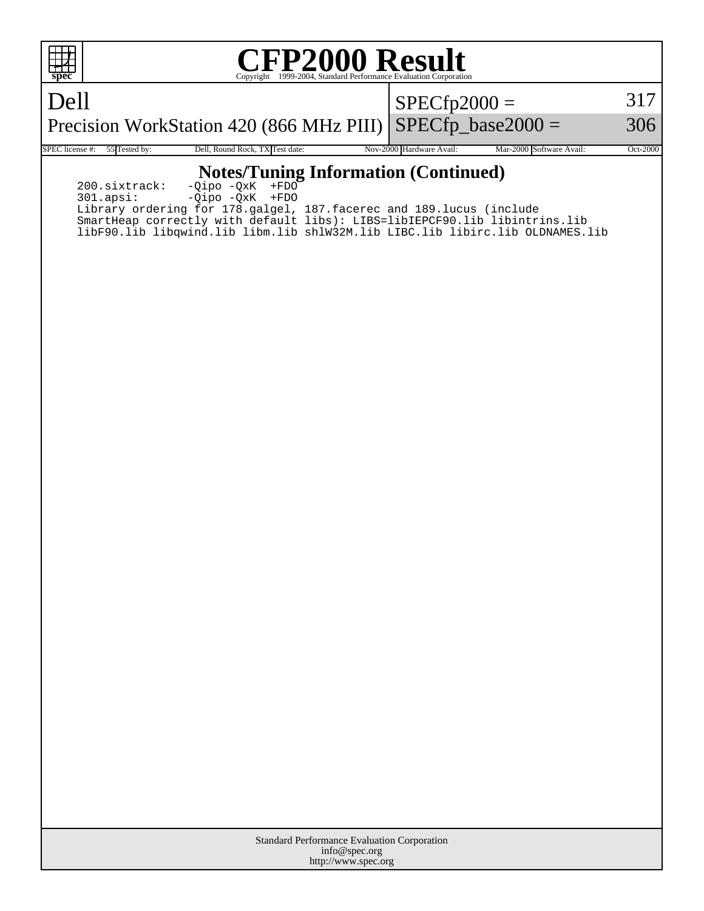# CFP2000 Result

Copyright 1999-2004, Standard Performance Evaluation Corporation

| | | | |
|---|---|---|---|
| Dell | | SPECfp2000 = | 317 |
| Precision WorkStation 420 (866 MHz PIII) | | SPECfp_base2000 = | 306 |

SPEC license #: 55 Tested by: Dell, Round Rock, TX Test date: Nov-2000 Hardware Avail: Mar-2000 Software Avail: Oct-2000

## Notes/Tuning Information (Continued)

```
200.sixtrack:   -Qipo -QxK  +FDO
301.apsi:       -Qipo -QxK  +FDO
Library ordering for 178.galgel, 187.facerec and 189.lucus (include
SmartHeap correctly with default libs): LIBS=libIEPCF90.lib libintrins.lib
libF90.lib libqwind.lib libm.lib shlW32M.lib LIBC.lib libirc.lib OLDNAMES.lib
```

Standard Performance Evaluation Corporation
info@spec.org
http://www.spec.org